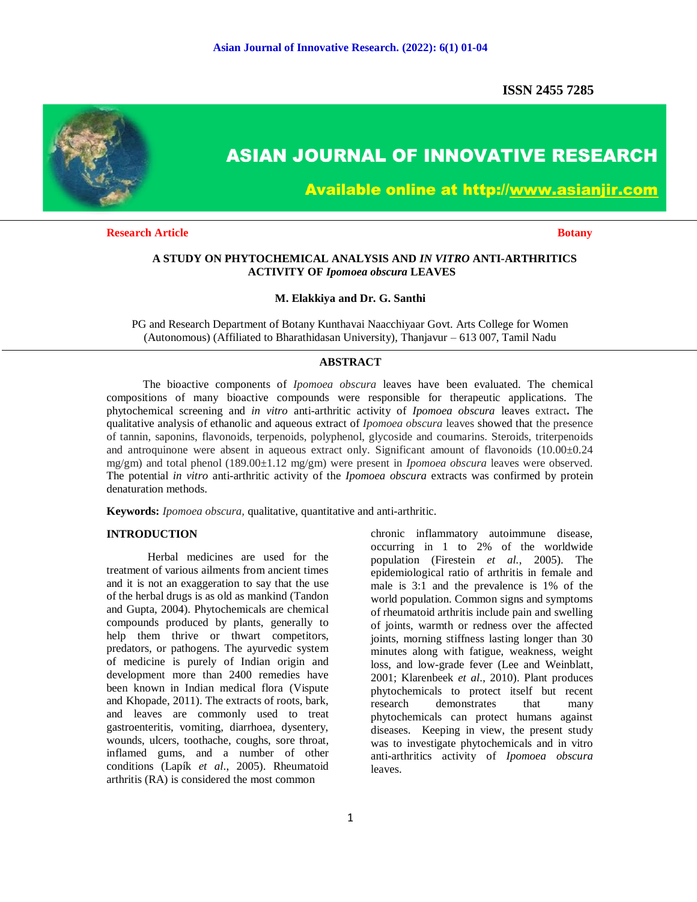ISSN 2455 7285

**Research Article** **Botany**

# A STUDY ON PHYTOCHEMICAL ANALYSIS AND *IN VITRO* ANTI-ARTHRITICS ACTIVITY OF *Ipomoea obscura* LEAVES

**M. Elakkiya and Dr. G. Santhi**

PG and Research Department of Botany Kunthavai Naacchiyaar Govt. Arts College for Women (Autonomous) (Affiliated to Bharathidasan University), Thanjavur – 613 007, Tamil Nadu

## ABSTRACT

The bioactive components of *Ipomoea obscura* leaves have been evaluated. The chemical compositions of many bioactive compounds were responsible for therapeutic applications. The phytochemical screening and *in vitro* anti-arthritic activity of *Ipomoea obscura* leaves extract**.** The qualitative analysis of ethanolic and aqueous extract of *Ipomoea obscura* leaves showed that the presence of tannin, saponins, flavonoids, terpenoids, polyphenol, glycoside and coumarins. Steroids, triterpenoids and antroquinone were absent in aqueous extract only. Significant amount of flavonoids (10.00±0.24 mg/gm) and total phenol (189.00±1.12 mg/gm) were present in *Ipomoea obscura* leaves were observed. The potential *in vitro* anti-arthritic activity of the *Ipomoea obscura* extracts was confirmed by protein denaturation methods.

**Keywords:** *Ipomoea obscura,* qualitative, quantitative and anti-arthritic.

## INTRODUCTION

Herbal medicines are used for the treatment of various ailments from ancient times and it is not an exaggeration to say that the use of the herbal drugs is as old as mankind (Tandon and Gupta, 2004). Phytochemicals are chemical compounds produced by plants, generally to help them thrive or thwart competitors, predators, or pathogens. The ayurvedic system of medicine is purely of Indian origin and development more than 2400 remedies have been known in Indian medical flora (Vispute and Khopade, 2011). The extracts of roots, bark, and leaves are commonly used to treat gastroenteritis, vomiting, diarrhoea, dysentery, wounds, ulcers, toothache, coughs, sore throat, inflamed gums, and a number of other conditions (Lapík *et al*., 2005). Rheumatoid arthritis (RA) is considered the most common chronic inflammatory autoimmune disease, occurring in 1 to 2% of the worldwide population (Firestein *et al.*, 2005). The epidemiological ratio of arthritis in female and male is 3:1 and the prevalence is 1% of the world population. Common signs and symptoms of rheumatoid arthritis include pain and swelling of joints, warmth or redness over the affected joints, morning stiffness lasting longer than 30 minutes along with fatigue, weakness, weight loss, and low-grade fever (Lee and Weinblatt, 2001; Klarenbeek *et al*., 2010). Plant produces phytochemicals to protect itself but recent research demonstrates that many phytochemicals can protect humans against diseases. Keeping in view, the present study was to investigate phytochemicals and in vitro anti-arthritics activity of *Ipomoea obscura* leaves.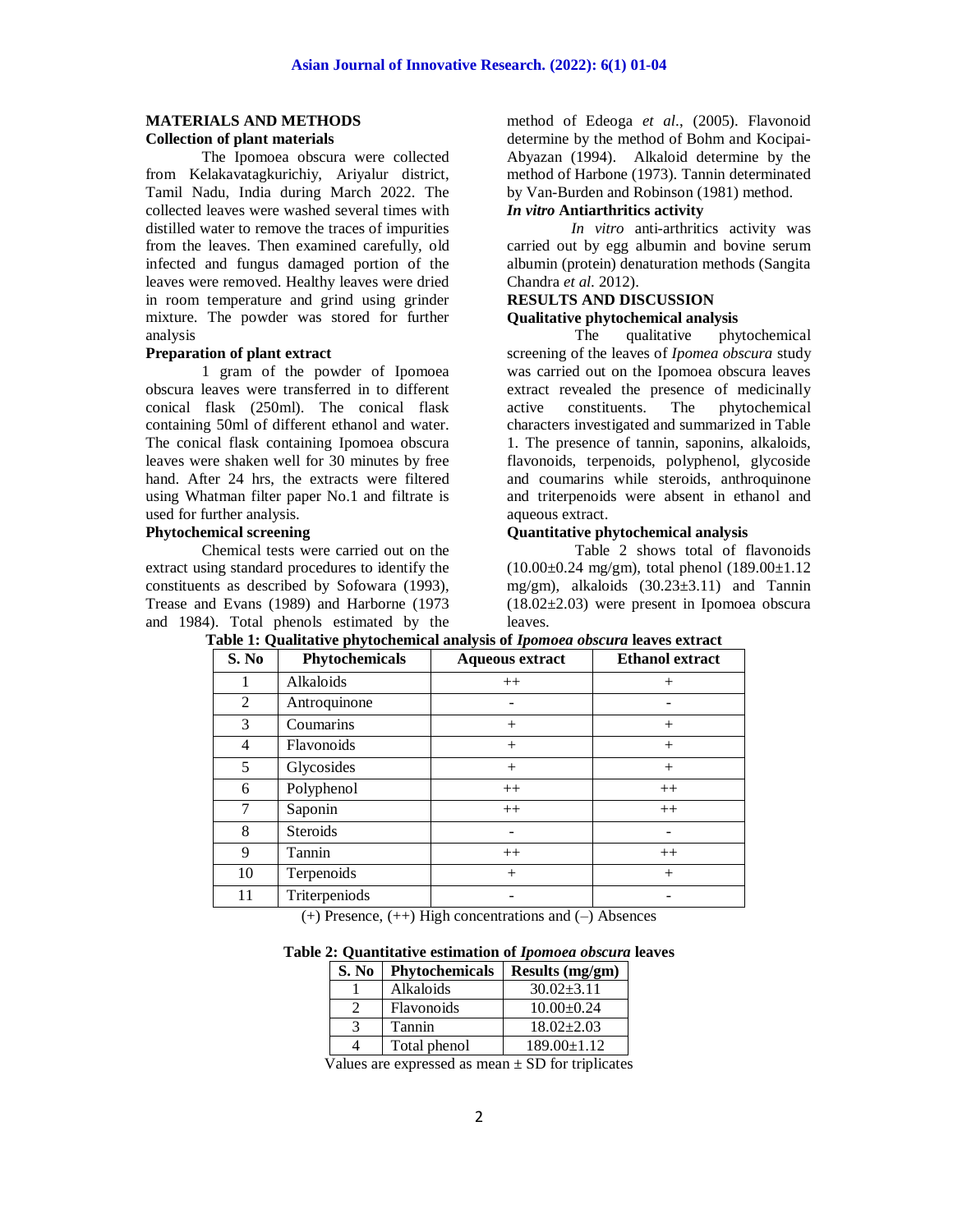## MATERIALS AND METHODS

### Collection of plant materials

The Ipomoea obscura were collected from Kelakavatagkurichiy, Ariyalur district, Tamil Nadu, India during March 2022. The collected leaves were washed several times with distilled water to remove the traces of impurities from the leaves. Then examined carefully, old infected and fungus damaged portion of the leaves were removed. Healthy leaves were dried in room temperature and grind using grinder mixture. The powder was stored for further analysis

### Preparation of plant extract

1 gram of the powder of Ipomoea obscura leaves were transferred in to different conical flask (250ml). The conical flask containing 50ml of different ethanol and water. The conical flask containing Ipomoea obscura leaves were shaken well for 30 minutes by free hand. After 24 hrs, the extracts were filtered using Whatman filter paper No.1 and filtrate is used for further analysis.

### Phytochemical screening

Chemical tests were carried out on the extract using standard procedures to identify the constituents as described by Sofowara (1993), Trease and Evans (1989) and Harborne (1973 and 1984). Total phenols estimated by the method of Edeoga *et al*., (2005). Flavonoid determine by the method of Bohm and Kocipai-Abyazan (1994). Alkaloid determine by the method of Harbone (1973). Tannin determinated by Van-Burden and Robinson (1981) method.

### *In vitro* Antiarthritics activity

*In vitro* anti-arthritics activity was carried out by egg albumin and bovine serum albumin (protein) denaturation methods (Sangita Chandra *et al.* 2012).

## RESULTS AND DISCUSSION

### Qualitative phytochemical analysis

The qualitative phytochemical screening of the leaves of *Ipomea obscura* study was carried out on the Ipomoea obscura leaves extract revealed the presence of medicinally active constituents. The phytochemical characters investigated and summarized in Table 1. The presence of tannin, saponins, alkaloids, flavonoids, terpenoids, polyphenol, glycoside and coumarins while steroids, anthroquinone and triterpenoids were absent in ethanol and aqueous extract.

### Quantitative phytochemical analysis

Table 2 shows total of flavonoids (10.00±0.24 mg/gm), total phenol (189.00±1.12 mg/gm), alkaloids (30.23±3.11) and Tannin (18.02±2.03) were present in Ipomoea obscura leaves.

**Table 1: Qualitative phytochemical analysis of *Ipomoea obscura* leaves extract**

| S. No | Phytochemicals | Aqueous extract | Ethanol extract |
|---|---|---|---|
| 1 | Alkaloids | ++ | + |
| 2 | Antroquinone | - | - |
| 3 | Coumarins | + | + |
| 4 | Flavonoids | + | + |
| 5 | Glycosides | + | + |
| 6 | Polyphenol | ++ | ++ |
| 7 | Saponin | ++ | ++ |
| 8 | Steroids | - | - |
| 9 | Tannin | ++ | ++ |
| 10 | Terpenoids | + | + |
| 11 | Triterpeniods | - | - |

(+) Presence, (++) High concentrations and (–) Absences

**Table 2: Quantitative estimation of *Ipomoea obscura* leaves**

| S. No | Phytochemicals | Results (mg/gm) |
|---|---|---|
| 1 | Alkaloids | 30.02±3.11 |
| 2 | Flavonoids | 10.00±0.24 |
| 3 | Tannin | 18.02±2.03 |
| 4 | Total phenol | 189.00±1.12 |

Values are expressed as mean ± SD for triplicates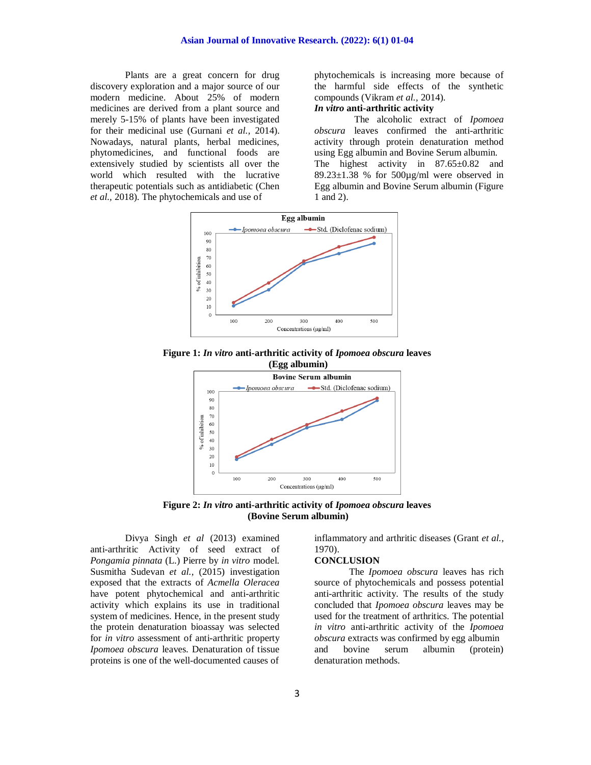Plants are a great concern for drug discovery exploration and a major source of our modern medicine. About 25% of modern medicines are derived from a plant source and merely 5-15% of plants have been investigated for their medicinal use (Gurnani *et al.,* 2014). Nowadays, natural plants, herbal medicines, phytomedicines, and functional foods are extensively studied by scientists all over the world which resulted with the lucrative therapeutic potentials such as antidiabetic (Chen *et al.,* 2018). The phytochemicals and use of phytochemicals is increasing more because of the harmful side effects of the synthetic compounds (Vikram *et al.,* 2014).

***In vitro* anti-arthritic activity**

The alcoholic extract of *Ipomoea obscura* leaves confirmed the anti-arthritic activity through protein denaturation method using Egg albumin and Bovine Serum albumin. The highest activity in 87.65±0.82 and 89.23±1.38 % for 500µg/ml were observed in Egg albumin and Bovine Serum albumin (Figure 1 and 2).

**Figure 1: *In vitro* anti-arthritic activity of *Ipomoea obscura* leaves (Egg albumin)**

**Figure 2: *In vitro* anti-arthritic activity of *Ipomoea obscura* leaves (Bovine Serum albumin)**

Divya Singh *et al* (2013) examined anti-arthritic Activity of seed extract of *Pongamia pinnata* (L.) Pierre by *in vitro* model. Susmitha Sudevan *et al.,* (2015) investigation exposed that the extracts of *Acmella Oleracea* have potent phytochemical and anti-arthritic activity which explains its use in traditional system of medicines. Hence, in the present study the protein denaturation bioassay was selected for *in vitro* assessment of anti-arthritic property *Ipomoea obscura* leaves. Denaturation of tissue proteins is one of the well-documented causes of inflammatory and arthritic diseases (Grant *et al.,* 1970).

## CONCLUSION

The *Ipomoea obscura* leaves has rich source of phytochemicals and possess potential anti-arthritic activity. The results of the study concluded that *Ipomoea obscura* leaves may be used for the treatment of arthritics. The potential *in vitro* anti-arthritic activity of the *Ipomoea obscura* extracts was confirmed by egg albumin and bovine serum albumin (protein) denaturation methods.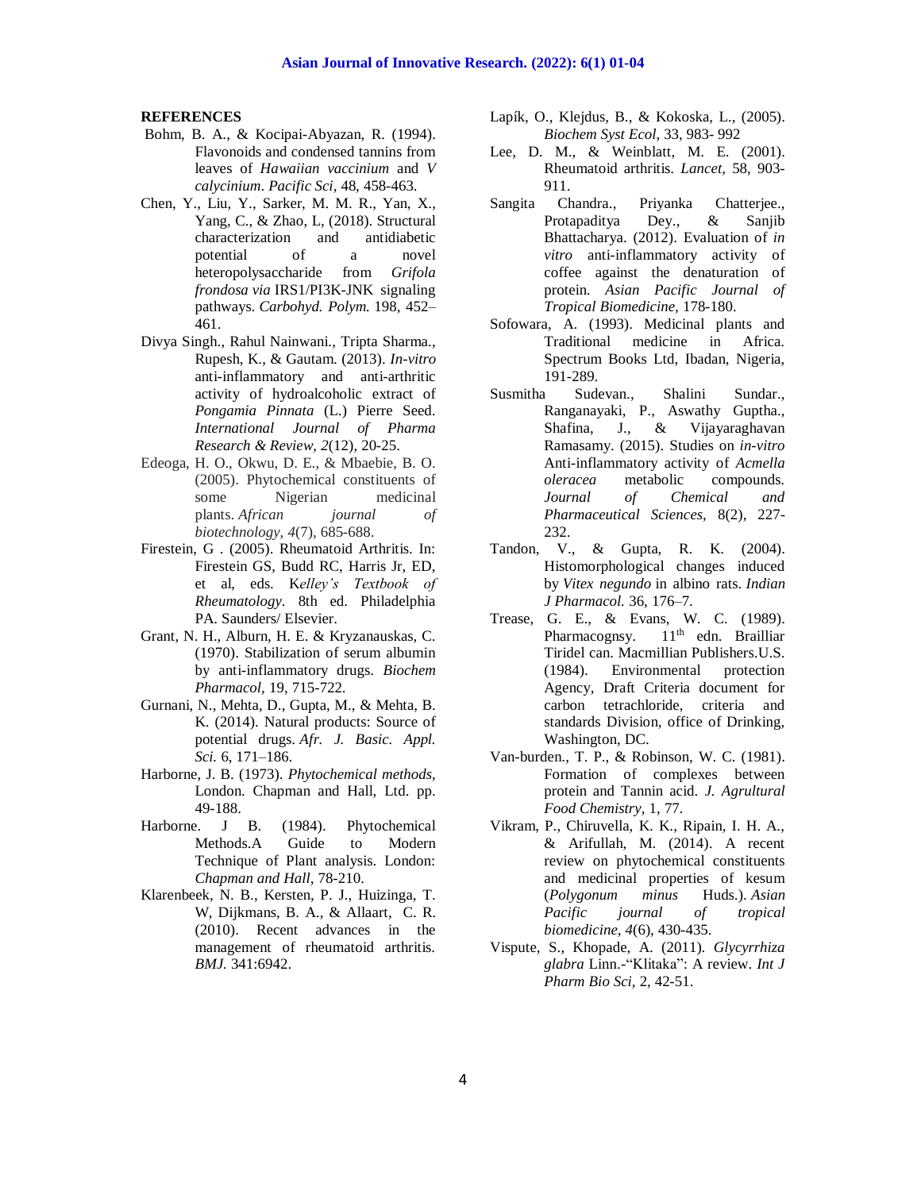**REFERENCES**

Bohm, B. A., & Kocipai-Abyazan, R. (1994). Flavonoids and condensed tannins from leaves of *Hawaiian vaccinium* and *V calycinium*. *Pacific Sci*, 48, 458-463.

Chen, Y., Liu, Y., Sarker, M. M. R., Yan, X., Yang, C., & Zhao, L, (2018). Structural characterization and antidiabetic potential of a novel heteropolysaccharide from *Grifola frondosa via* IRS1/PI3K-JNK signaling pathways. *Carbohyd. Polym.* 198, 452–461.

Divya Singh., Rahul Nainwani., Tripta Sharma., Rupesh, K., & Gautam. (2013). *In-vitro* anti-inflammatory and anti-arthritic activity of hydroalcoholic extract of *Pongamia Pinnata* (L.) Pierre Seed. *International Journal of Pharma Research & Review, 2*(12), 20-25.

Edeoga, H. O., Okwu, D. E., & Mbaebie, B. O. (2005). Phytochemical constituents of some Nigerian medicinal plants. *African journal of biotechnology, 4*(7), 685-688.

Firestein, G . (2005). Rheumatoid Arthritis. In: Firestein GS, Budd RC, Harris Jr, ED, et al, eds. K*elley's Textbook of Rheumatology.* 8th ed. Philadelphia PA. Saunders/ Elsevier.

Grant, N. H., Alburn, H. E. & Kryzanauskas, C. (1970). Stabilization of serum albumin by anti-inflammatory drugs. *Biochem Pharmacol,* 19, 715-722.

Gurnani, N., Mehta, D., Gupta, M., & Mehta, B. K. (2014). Natural products: Source of potential drugs. *Afr. J. Basic. Appl. Sci.* 6, 171–186.

Harborne, J. B. (1973). *Phytochemical methods*, London. Chapman and Hall, Ltd. pp. 49-188.

Harborne. J B. (1984). Phytochemical Methods.A Guide to Modern Technique of Plant analysis. London: *Chapman and Hall*, 78-210.

Klarenbeek, N. B., Kersten, P. J., Huizinga, T. W, Dijkmans, B. A., & Allaart, C. R. (2010). Recent advances in the management of rheumatoid arthritis. *BMJ.* 341:6942.

Lapík, O., Klejdus, B., & Kokoska, L., (2005). *Biochem Syst Ecol*, 33, 983- 992

Lee, D. M., & Weinblatt, M. E. (2001). Rheumatoid arthritis. *Lancet,* 58, 903-911.

Sangita Chandra., Priyanka Chatterjee., Protapaditya Dey., & Sanjib Bhattacharya. (2012). Evaluation of *in vitro* anti-inflammatory activity of coffee against the denaturation of protein. *Asian Pacific Journal of Tropical Biomedicine*, 178-180.

Sofowara, A. (1993). Medicinal plants and Traditional medicine in Africa. Spectrum Books Ltd, Ibadan, Nigeria, 191-289.

Susmitha Sudevan., Shalini Sundar., Ranganayaki, P., Aswathy Guptha., Shafina, J., & Vijayaraghavan Ramasamy. (2015). Studies on *in-vitro* Anti-inflammatory activity of *Acmella oleracea* metabolic compounds. *Journal of Chemical and Pharmaceutical Sciences*, 8(2), 227-232.

Tandon, V., & Gupta, R. K. (2004). Histomorphological changes induced by *Vitex negundo* in albino rats. *Indian J Pharmacol.* 36, 176–7.

Trease, G. E., & Evans, W. C. (1989). Pharmacognsy. 11th edn. Brailliar Tiridel can. Macmillian Publishers.U.S. (1984). Environmental protection Agency, Draft Criteria document for carbon tetrachloride, criteria and standards Division, office of Drinking, Washington, DC.

Van-burden., T. P., & Robinson, W. C. (1981). Formation of complexes between protein and Tannin acid. *J. Agrultural Food Chemistry,* 1, 77.

Vikram, P., Chiruvella, K. K., Ripain, I. H. A., & Arifullah, M. (2014). A recent review on phytochemical constituents and medicinal properties of kesum (*Polygonum minus* Huds.). *Asian Pacific journal of tropical biomedicine*, *4*(6), 430-435.

Vispute, S., Khopade, A. (2011). *Glycyrrhiza glabra* Linn.-"Klitaka": A review. *Int J Pharm Bio Sci,* 2, 42-51.